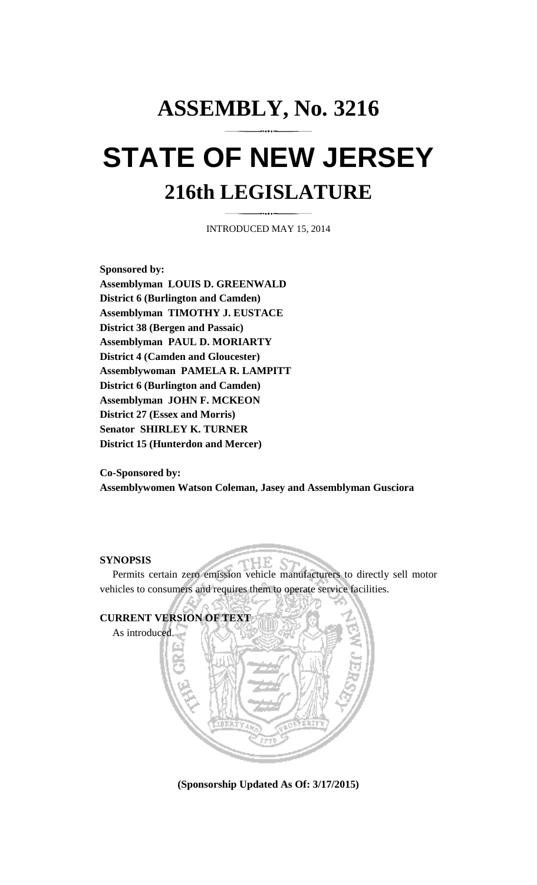# ASSEMBLY, No. 3216

# STATE OF NEW JERSEY

## 216th LEGISLATURE

INTRODUCED MAY 15, 2014

**Sponsored by:**
**Assemblyman LOUIS D. GREENWALD**
**District 6 (Burlington and Camden)**
**Assemblyman TIMOTHY J. EUSTACE**
**District 38 (Bergen and Passaic)**
**Assemblyman PAUL D. MORIARTY**
**District 4 (Camden and Gloucester)**
**Assemblywoman PAMELA R. LAMPITT**
**District 6 (Burlington and Camden)**
**Assemblyman JOHN F. MCKEON**
**District 27 (Essex and Morris)**
**Senator SHIRLEY K. TURNER**
**District 15 (Hunterdon and Mercer)**

**Co-Sponsored by:**
**Assemblywomen Watson Coleman, Jasey and Assemblyman Gusciora**

**SYNOPSIS**

Permits certain zero emission vehicle manufacturers to directly sell motor vehicles to consumers and requires them to operate service facilities.

**CURRENT VERSION OF TEXT**

As introduced.

**(Sponsorship Updated As Of: 3/17/2015)**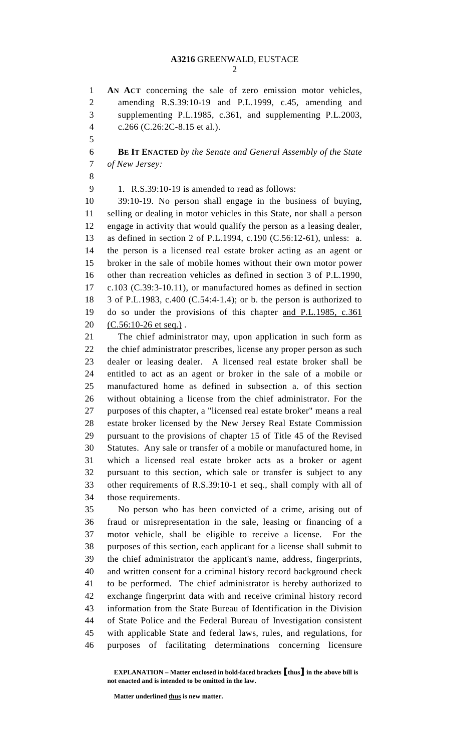**AN ACT** concerning the sale of zero emission motor vehicles, amending R.S.39:10-19 and P.L.1999, c.45, amending and supplementing P.L.1985, c.361, and supplementing P.L.2003, c.266 (C.26:2C-8.15 et al.).

**BE IT ENACTED** *by the Senate and General Assembly of the State of New Jersey:*

1. R.S.39:10-19 is amended to read as follows:

39:10-19. No person shall engage in the business of buying, selling or dealing in motor vehicles in this State, nor shall a person engage in activity that would qualify the person as a leasing dealer, as defined in section 2 of P.L.1994, c.190 (C.56:12-61), unless: a. the person is a licensed real estate broker acting as an agent or broker in the sale of mobile homes without their own motor power other than recreation vehicles as defined in section 3 of P.L.1990, c.103 (C.39:3-10.11), or manufactured homes as defined in section 3 of P.L.1983, c.400 (C.54:4-1.4); or b. the person is authorized to do so under the provisions of this chapter <u>and P.L.1985, c.361 (C.56:10-26 et seq.)</u> .

The chief administrator may, upon application in such form as the chief administrator prescribes, license any proper person as such dealer or leasing dealer. A licensed real estate broker shall be entitled to act as an agent or broker in the sale of a mobile or manufactured home as defined in subsection a. of this section without obtaining a license from the chief administrator. For the purposes of this chapter, a "licensed real estate broker" means a real estate broker licensed by the New Jersey Real Estate Commission pursuant to the provisions of chapter 15 of Title 45 of the Revised Statutes. Any sale or transfer of a mobile or manufactured home, in which a licensed real estate broker acts as a broker or agent pursuant to this section, which sale or transfer is subject to any other requirements of R.S.39:10-1 et seq., shall comply with all of those requirements.

No person who has been convicted of a crime, arising out of fraud or misrepresentation in the sale, leasing or financing of a motor vehicle, shall be eligible to receive a license. For the purposes of this section, each applicant for a license shall submit to the chief administrator the applicant's name, address, fingerprints, and written consent for a criminal history record background check to be performed. The chief administrator is hereby authorized to exchange fingerprint data with and receive criminal history record information from the State Bureau of Identification in the Division of State Police and the Federal Bureau of Investigation consistent with applicable State and federal laws, rules, and regulations, for purposes of facilitating determinations concerning licensure

**EXPLANATION – Matter enclosed in bold-faced brackets [thus] in the above bill is not enacted and is intended to be omitted in the law.**

**Matter underlined <u>thus</u> is new matter.**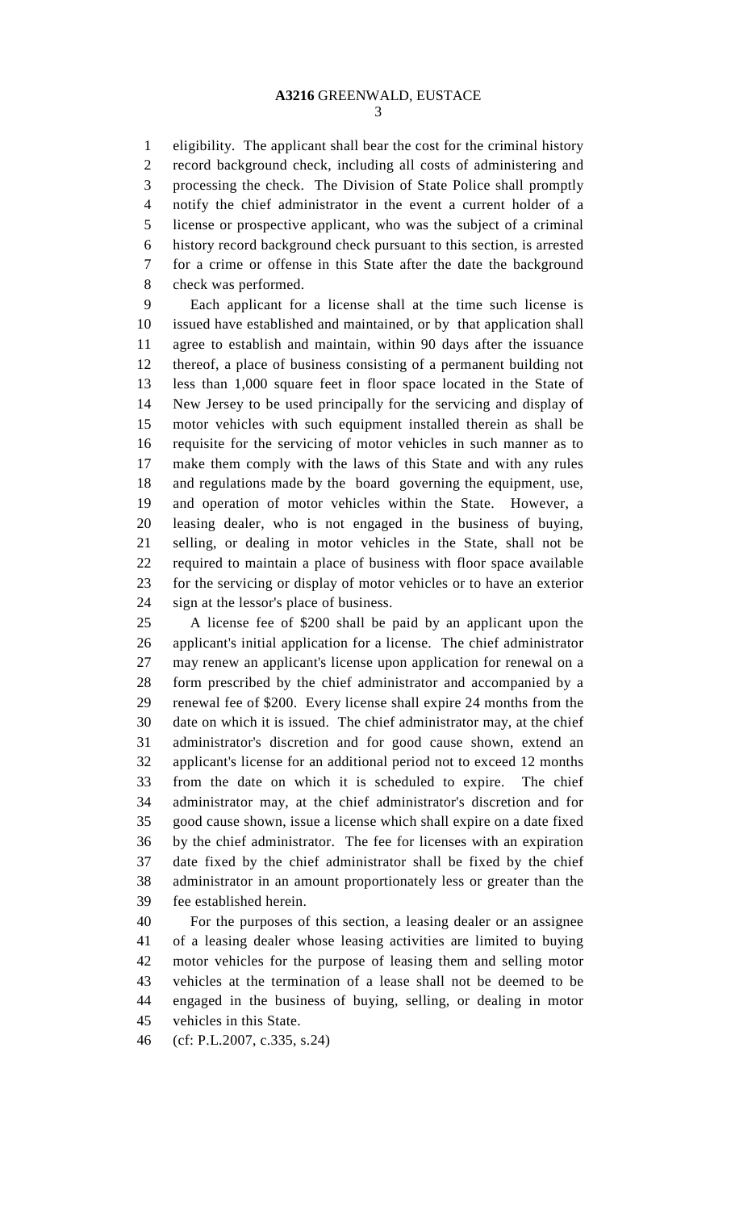eligibility. The applicant shall bear the cost for the criminal history record background check, including all costs of administering and processing the check. The Division of State Police shall promptly notify the chief administrator in the event a current holder of a license or prospective applicant, who was the subject of a criminal history record background check pursuant to this section, is arrested for a crime or offense in this State after the date the background check was performed.

Each applicant for a license shall at the time such license is issued have established and maintained, or by that application shall agree to establish and maintain, within 90 days after the issuance thereof, a place of business consisting of a permanent building not less than 1,000 square feet in floor space located in the State of New Jersey to be used principally for the servicing and display of motor vehicles with such equipment installed therein as shall be requisite for the servicing of motor vehicles in such manner as to make them comply with the laws of this State and with any rules and regulations made by the board governing the equipment, use, and operation of motor vehicles within the State. However, a leasing dealer, who is not engaged in the business of buying, selling, or dealing in motor vehicles in the State, shall not be required to maintain a place of business with floor space available for the servicing or display of motor vehicles or to have an exterior sign at the lessor's place of business.

A license fee of $200 shall be paid by an applicant upon the applicant's initial application for a license. The chief administrator may renew an applicant's license upon application for renewal on a form prescribed by the chief administrator and accompanied by a renewal fee of $200. Every license shall expire 24 months from the date on which it is issued. The chief administrator may, at the chief administrator's discretion and for good cause shown, extend an applicant's license for an additional period not to exceed 12 months from the date on which it is scheduled to expire. The chief administrator may, at the chief administrator's discretion and for good cause shown, issue a license which shall expire on a date fixed by the chief administrator. The fee for licenses with an expiration date fixed by the chief administrator shall be fixed by the chief administrator in an amount proportionately less or greater than the fee established herein.

For the purposes of this section, a leasing dealer or an assignee of a leasing dealer whose leasing activities are limited to buying motor vehicles for the purpose of leasing them and selling motor vehicles at the termination of a lease shall not be deemed to be engaged in the business of buying, selling, or dealing in motor vehicles in this State.

(cf: P.L.2007, c.335, s.24)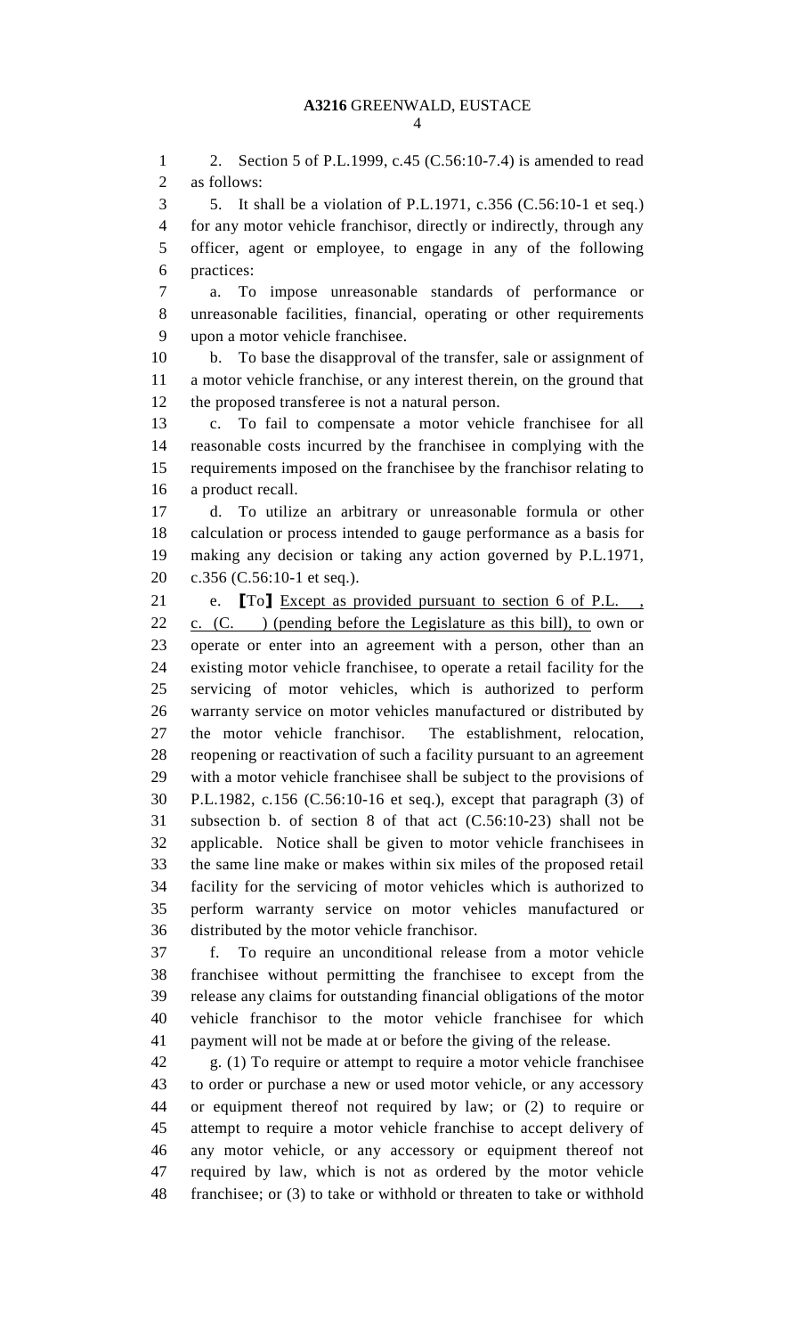2. Section 5 of P.L.1999, c.45 (C.56:10-7.4) is amended to read as follows:

5. It shall be a violation of P.L.1971, c.356 (C.56:10-1 et seq.) for any motor vehicle franchisor, directly or indirectly, through any officer, agent or employee, to engage in any of the following practices:

a. To impose unreasonable standards of performance or unreasonable facilities, financial, operating or other requirements upon a motor vehicle franchisee.

b. To base the disapproval of the transfer, sale or assignment of a motor vehicle franchise, or any interest therein, on the ground that the proposed transferee is not a natural person.

c. To fail to compensate a motor vehicle franchisee for all reasonable costs incurred by the franchisee in complying with the requirements imposed on the franchisee by the franchisor relating to a product recall.

d. To utilize an arbitrary or unreasonable formula or other calculation or process intended to gauge performance as a basis for making any decision or taking any action governed by P.L.1971, c.356 (C.56:10-1 et seq.).

e. [To] <u>Except as provided pursuant to section 6 of P.L. , c. (C. ) (pending before the Legislature as this bill), to</u> own or operate or enter into an agreement with a person, other than an existing motor vehicle franchisee, to operate a retail facility for the servicing of motor vehicles, which is authorized to perform warranty service on motor vehicles manufactured or distributed by the motor vehicle franchisor. The establishment, relocation, reopening or reactivation of such a facility pursuant to an agreement with a motor vehicle franchisee shall be subject to the provisions of P.L.1982, c.156 (C.56:10-16 et seq.), except that paragraph (3) of subsection b. of section 8 of that act (C.56:10-23) shall not be applicable. Notice shall be given to motor vehicle franchisees in the same line make or makes within six miles of the proposed retail facility for the servicing of motor vehicles which is authorized to perform warranty service on motor vehicles manufactured or distributed by the motor vehicle franchisor.

f. To require an unconditional release from a motor vehicle franchisee without permitting the franchisee to except from the release any claims for outstanding financial obligations of the motor vehicle franchisor to the motor vehicle franchisee for which payment will not be made at or before the giving of the release.

g. (1) To require or attempt to require a motor vehicle franchisee to order or purchase a new or used motor vehicle, or any accessory or equipment thereof not required by law; or (2) to require or attempt to require a motor vehicle franchise to accept delivery of any motor vehicle, or any accessory or equipment thereof not required by law, which is not as ordered by the motor vehicle franchisee; or (3) to take or withhold or threaten to take or withhold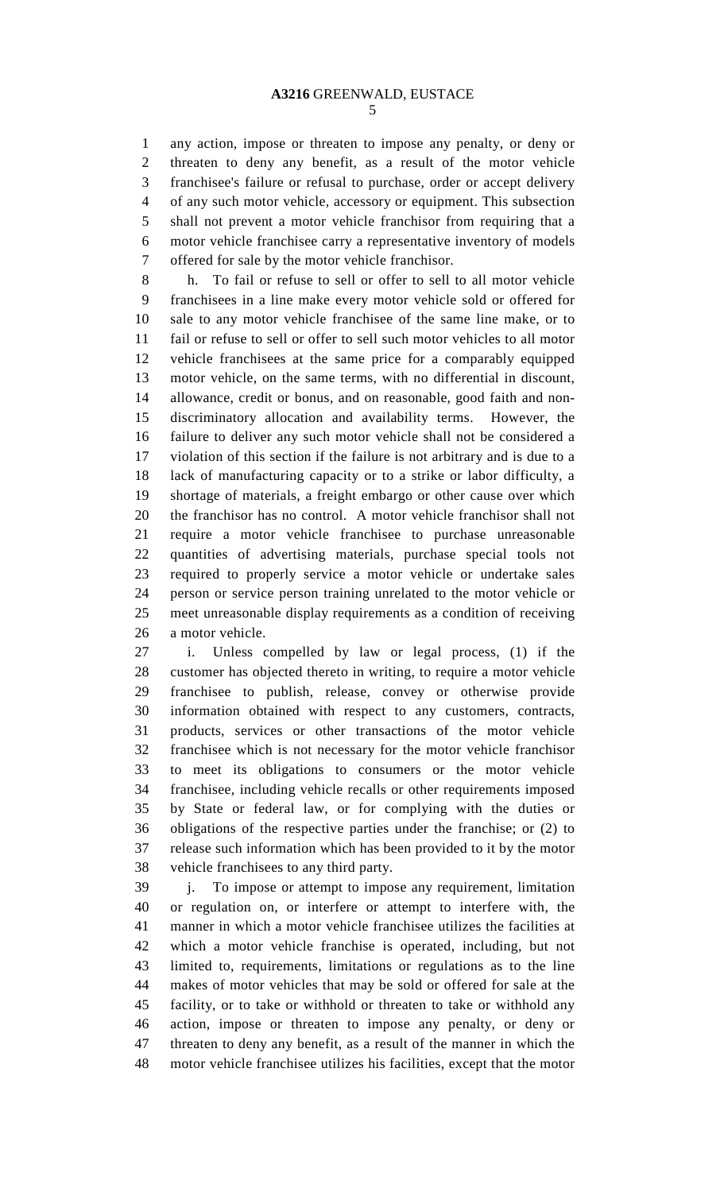any action, impose or threaten to impose any penalty, or deny or threaten to deny any benefit, as a result of the motor vehicle franchisee's failure or refusal to purchase, order or accept delivery of any such motor vehicle, accessory or equipment. This subsection shall not prevent a motor vehicle franchisor from requiring that a motor vehicle franchisee carry a representative inventory of models offered for sale by the motor vehicle franchisor.

h. To fail or refuse to sell or offer to sell to all motor vehicle franchisees in a line make every motor vehicle sold or offered for sale to any motor vehicle franchisee of the same line make, or to fail or refuse to sell or offer to sell such motor vehicles to all motor vehicle franchisees at the same price for a comparably equipped motor vehicle, on the same terms, with no differential in discount, allowance, credit or bonus, and on reasonable, good faith and non-discriminatory allocation and availability terms. However, the failure to deliver any such motor vehicle shall not be considered a violation of this section if the failure is not arbitrary and is due to a lack of manufacturing capacity or to a strike or labor difficulty, a shortage of materials, a freight embargo or other cause over which the franchisor has no control. A motor vehicle franchisor shall not require a motor vehicle franchisee to purchase unreasonable quantities of advertising materials, purchase special tools not required to properly service a motor vehicle or undertake sales person or service person training unrelated to the motor vehicle or meet unreasonable display requirements as a condition of receiving a motor vehicle.

i. Unless compelled by law or legal process, (1) if the customer has objected thereto in writing, to require a motor vehicle franchisee to publish, release, convey or otherwise provide information obtained with respect to any customers, contracts, products, services or other transactions of the motor vehicle franchisee which is not necessary for the motor vehicle franchisor to meet its obligations to consumers or the motor vehicle franchisee, including vehicle recalls or other requirements imposed by State or federal law, or for complying with the duties or obligations of the respective parties under the franchise; or (2) to release such information which has been provided to it by the motor vehicle franchisees to any third party.

j. To impose or attempt to impose any requirement, limitation or regulation on, or interfere or attempt to interfere with, the manner in which a motor vehicle franchisee utilizes the facilities at which a motor vehicle franchise is operated, including, but not limited to, requirements, limitations or regulations as to the line makes of motor vehicles that may be sold or offered for sale at the facility, or to take or withhold or threaten to take or withhold any action, impose or threaten to impose any penalty, or deny or threaten to deny any benefit, as a result of the manner in which the motor vehicle franchisee utilizes his facilities, except that the motor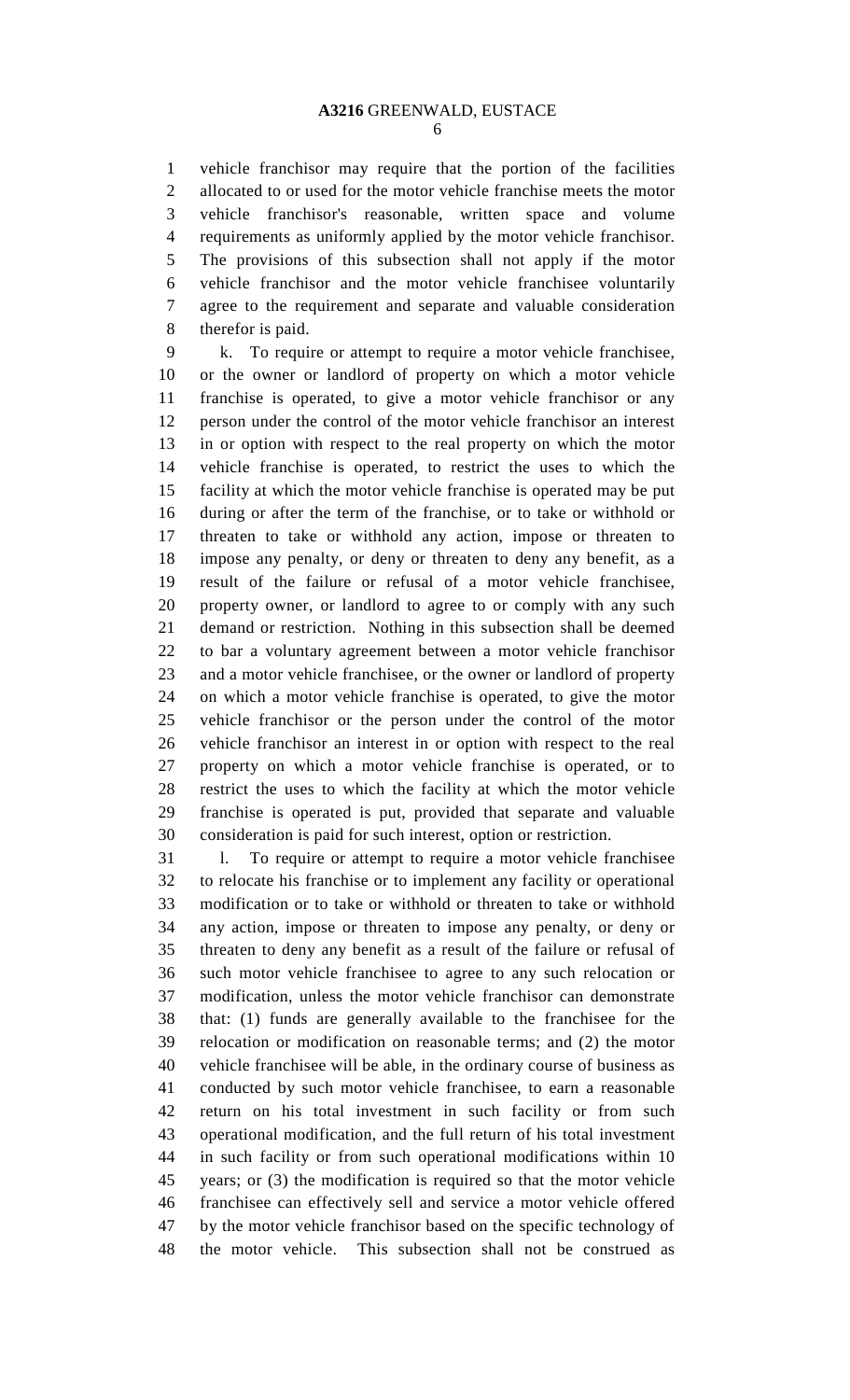vehicle franchisor may require that the portion of the facilities allocated to or used for the motor vehicle franchise meets the motor vehicle franchisor's reasonable, written space and volume requirements as uniformly applied by the motor vehicle franchisor. The provisions of this subsection shall not apply if the motor vehicle franchisor and the motor vehicle franchisee voluntarily agree to the requirement and separate and valuable consideration therefor is paid.

k. To require or attempt to require a motor vehicle franchisee, or the owner or landlord of property on which a motor vehicle franchise is operated, to give a motor vehicle franchisor or any person under the control of the motor vehicle franchisor an interest in or option with respect to the real property on which the motor vehicle franchise is operated, to restrict the uses to which the facility at which the motor vehicle franchise is operated may be put during or after the term of the franchise, or to take or withhold or threaten to take or withhold any action, impose or threaten to impose any penalty, or deny or threaten to deny any benefit, as a result of the failure or refusal of a motor vehicle franchisee, property owner, or landlord to agree to or comply with any such demand or restriction. Nothing in this subsection shall be deemed to bar a voluntary agreement between a motor vehicle franchisor and a motor vehicle franchisee, or the owner or landlord of property on which a motor vehicle franchise is operated, to give the motor vehicle franchisor or the person under the control of the motor vehicle franchisor an interest in or option with respect to the real property on which a motor vehicle franchise is operated, or to restrict the uses to which the facility at which the motor vehicle franchise is operated is put, provided that separate and valuable consideration is paid for such interest, option or restriction.

l. To require or attempt to require a motor vehicle franchisee to relocate his franchise or to implement any facility or operational modification or to take or withhold or threaten to take or withhold any action, impose or threaten to impose any penalty, or deny or threaten to deny any benefit as a result of the failure or refusal of such motor vehicle franchisee to agree to any such relocation or modification, unless the motor vehicle franchisor can demonstrate that: (1) funds are generally available to the franchisee for the relocation or modification on reasonable terms; and (2) the motor vehicle franchisee will be able, in the ordinary course of business as conducted by such motor vehicle franchisee, to earn a reasonable return on his total investment in such facility or from such operational modification, and the full return of his total investment in such facility or from such operational modifications within 10 years; or (3) the modification is required so that the motor vehicle franchisee can effectively sell and service a motor vehicle offered by the motor vehicle franchisor based on the specific technology of the motor vehicle. This subsection shall not be construed as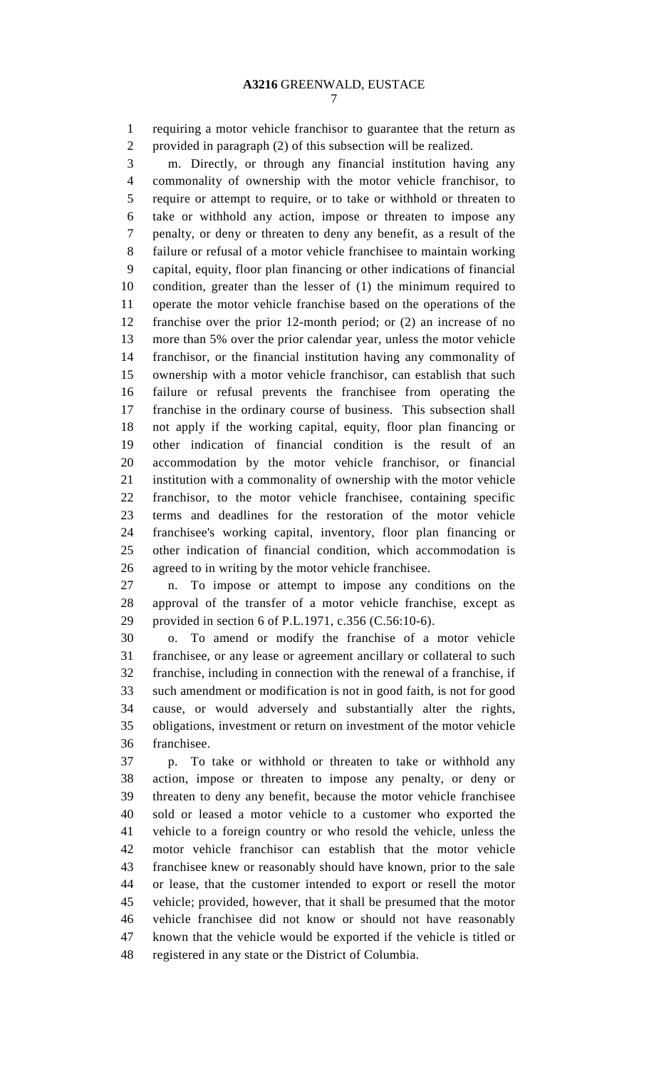requiring a motor vehicle franchisor to guarantee that the return as provided in paragraph (2) of this subsection will be realized.

m. Directly, or through any financial institution having any commonality of ownership with the motor vehicle franchisor, to require or attempt to require, or to take or withhold or threaten to take or withhold any action, impose or threaten to impose any penalty, or deny or threaten to deny any benefit, as a result of the failure or refusal of a motor vehicle franchisee to maintain working capital, equity, floor plan financing or other indications of financial condition, greater than the lesser of (1) the minimum required to operate the motor vehicle franchise based on the operations of the franchise over the prior 12-month period; or (2) an increase of no more than 5% over the prior calendar year, unless the motor vehicle franchisor, or the financial institution having any commonality of ownership with a motor vehicle franchisor, can establish that such failure or refusal prevents the franchisee from operating the franchise in the ordinary course of business. This subsection shall not apply if the working capital, equity, floor plan financing or other indication of financial condition is the result of an accommodation by the motor vehicle franchisor, or financial institution with a commonality of ownership with the motor vehicle franchisor, to the motor vehicle franchisee, containing specific terms and deadlines for the restoration of the motor vehicle franchisee's working capital, inventory, floor plan financing or other indication of financial condition, which accommodation is agreed to in writing by the motor vehicle franchisee.

n. To impose or attempt to impose any conditions on the approval of the transfer of a motor vehicle franchise, except as provided in section 6 of P.L.1971, c.356 (C.56:10-6).

o. To amend or modify the franchise of a motor vehicle franchisee, or any lease or agreement ancillary or collateral to such franchise, including in connection with the renewal of a franchise, if such amendment or modification is not in good faith, is not for good cause, or would adversely and substantially alter the rights, obligations, investment or return on investment of the motor vehicle franchisee.

p. To take or withhold or threaten to take or withhold any action, impose or threaten to impose any penalty, or deny or threaten to deny any benefit, because the motor vehicle franchisee sold or leased a motor vehicle to a customer who exported the vehicle to a foreign country or who resold the vehicle, unless the motor vehicle franchisor can establish that the motor vehicle franchisee knew or reasonably should have known, prior to the sale or lease, that the customer intended to export or resell the motor vehicle; provided, however, that it shall be presumed that the motor vehicle franchisee did not know or should not have reasonably known that the vehicle would be exported if the vehicle is titled or registered in any state or the District of Columbia.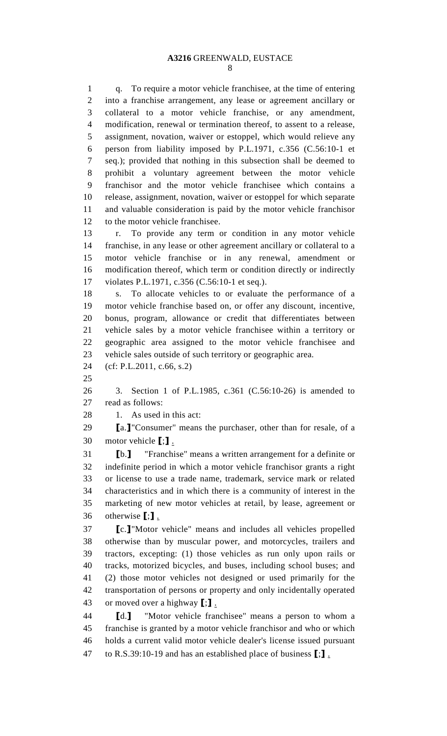q. To require a motor vehicle franchisee, at the time of entering into a franchise arrangement, any lease or agreement ancillary or collateral to a motor vehicle franchise, or any amendment, modification, renewal or termination thereof, to assent to a release, assignment, novation, waiver or estoppel, which would relieve any person from liability imposed by P.L.1971, c.356 (C.56:10-1 et seq.); provided that nothing in this subsection shall be deemed to prohibit a voluntary agreement between the motor vehicle franchisor and the motor vehicle franchisee which contains a release, assignment, novation, waiver or estoppel for which separate and valuable consideration is paid by the motor vehicle franchisor to the motor vehicle franchisee.

r. To provide any term or condition in any motor vehicle franchise, in any lease or other agreement ancillary or collateral to a motor vehicle franchise or in any renewal, amendment or modification thereof, which term or condition directly or indirectly violates P.L.1971, c.356 (C.56:10-1 et seq.).

s. To allocate vehicles to or evaluate the performance of a motor vehicle franchise based on, or offer any discount, incentive, bonus, program, allowance or credit that differentiates between vehicle sales by a motor vehicle franchisee within a territory or geographic area assigned to the motor vehicle franchisee and vehicle sales outside of such territory or geographic area.

(cf: P.L.2011, c.66, s.2)

3. Section 1 of P.L.1985, c.361 (C.56:10-26) is amended to read as follows:

1. As used in this act:

[a.]"Consumer" means the purchaser, other than for resale, of a motor vehicle [;] .

[b.] "Franchise" means a written arrangement for a definite or indefinite period in which a motor vehicle franchisor grants a right or license to use a trade name, trademark, service mark or related characteristics and in which there is a community of interest in the marketing of new motor vehicles at retail, by lease, agreement or otherwise [;] .

[c.]"Motor vehicle" means and includes all vehicles propelled otherwise than by muscular power, and motorcycles, trailers and tractors, excepting: (1) those vehicles as run only upon rails or tracks, motorized bicycles, and buses, including school buses; and (2) those motor vehicles not designed or used primarily for the transportation of persons or property and only incidentally operated or moved over a highway [;] .

[d.] "Motor vehicle franchisee" means a person to whom a franchise is granted by a motor vehicle franchisor and who or which holds a current valid motor vehicle dealer's license issued pursuant to R.S.39:10-19 and has an established place of business [;] .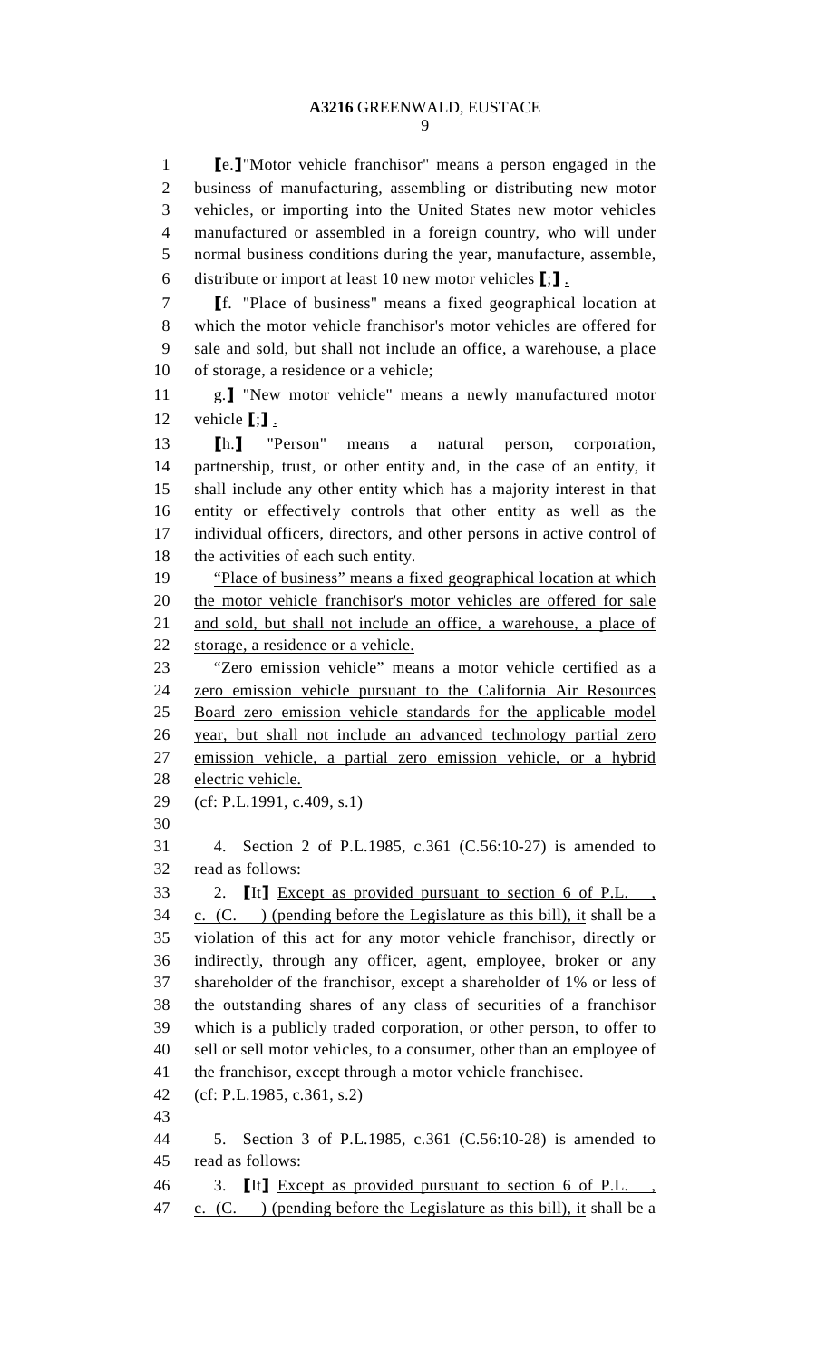**[**e.**]**"Motor vehicle franchisor" means a person engaged in the business of manufacturing, assembling or distributing new motor vehicles, or importing into the United States new motor vehicles manufactured or assembled in a foreign country, who will under normal business conditions during the year, manufacture, assemble, distribute or import at least 10 new motor vehicles **[**;**]** <u>.</u>

**[**f. "Place of business" means a fixed geographical location at which the motor vehicle franchisor's motor vehicles are offered for sale and sold, but shall not include an office, a warehouse, a place of storage, a residence or a vehicle;

g.**]** "New motor vehicle" means a newly manufactured motor vehicle **[**;**]** <u>.</u>

**[**h.**]** "Person" means a natural person, corporation, partnership, trust, or other entity and, in the case of an entity, it shall include any other entity which has a majority interest in that entity or effectively controls that other entity as well as the individual officers, directors, and other persons in active control of the activities of each such entity.

<u>"Place of business" means a fixed geographical location at which the motor vehicle franchisor's motor vehicles are offered for sale and sold, but shall not include an office, a warehouse, a place of storage, a residence or a vehicle.</u>

<u>"Zero emission vehicle" means a motor vehicle certified as a zero emission vehicle pursuant to the California Air Resources Board zero emission vehicle standards for the applicable model year, but shall not include an advanced technology partial zero emission vehicle, a partial zero emission vehicle, or a hybrid electric vehicle.</u>

(cf: P.L.1991, c.409, s.1)

4. Section 2 of P.L.1985, c.361 (C.56:10-27) is amended to read as follows:

2. **[**It**]** <u>Except as provided pursuant to section 6 of P.L. , c. (C. ) (pending before the Legislature as this bill), it</u> shall be a violation of this act for any motor vehicle franchisor, directly or indirectly, through any officer, agent, employee, broker or any shareholder of the franchisor, except a shareholder of 1% or less of the outstanding shares of any class of securities of a franchisor which is a publicly traded corporation, or other person, to offer to sell or sell motor vehicles, to a consumer, other than an employee of the franchisor, except through a motor vehicle franchisee.

(cf: P.L.1985, c.361, s.2)

5. Section 3 of P.L.1985, c.361 (C.56:10-28) is amended to read as follows:

3. **[**It**]** <u>Except as provided pursuant to section 6 of P.L. , c. (C. ) (pending before the Legislature as this bill), it</u> shall be a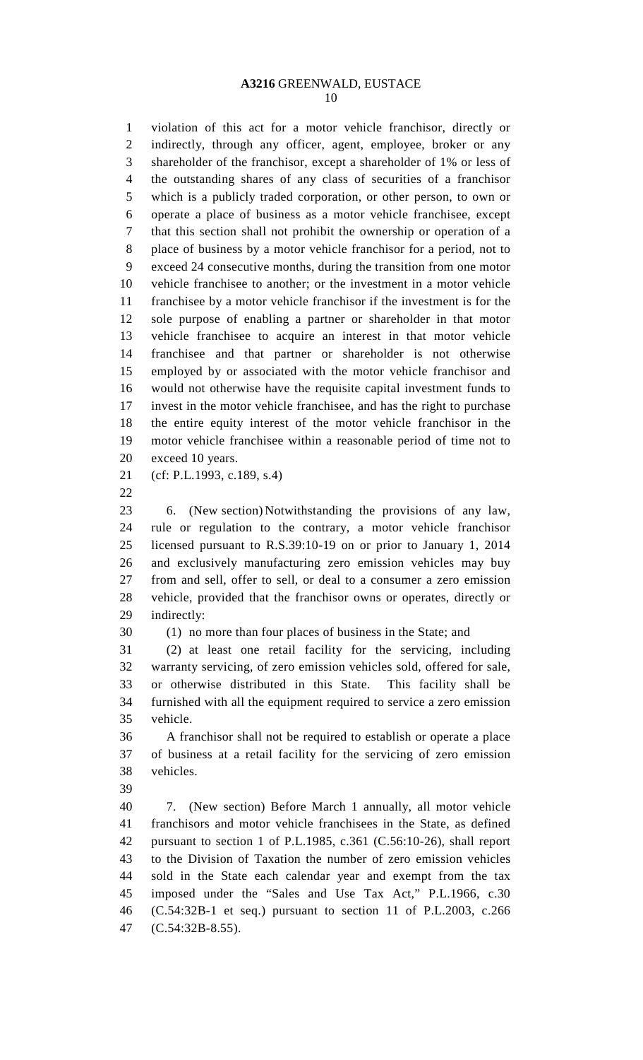violation of this act for a motor vehicle franchisor, directly or indirectly, through any officer, agent, employee, broker or any shareholder of the franchisor, except a shareholder of 1% or less of the outstanding shares of any class of securities of a franchisor which is a publicly traded corporation, or other person, to own or operate a place of business as a motor vehicle franchisee, except that this section shall not prohibit the ownership or operation of a place of business by a motor vehicle franchisor for a period, not to exceed 24 consecutive months, during the transition from one motor vehicle franchisee to another; or the investment in a motor vehicle franchisee by a motor vehicle franchisor if the investment is for the sole purpose of enabling a partner or shareholder in that motor vehicle franchisee to acquire an interest in that motor vehicle franchisee and that partner or shareholder is not otherwise employed by or associated with the motor vehicle franchisor and would not otherwise have the requisite capital investment funds to invest in the motor vehicle franchisee, and has the right to purchase the entire equity interest of the motor vehicle franchisor in the motor vehicle franchisee within a reasonable period of time not to exceed 10 years.

(cf: P.L.1993, c.189, s.4)

6. (New section) Notwithstanding the provisions of any law, rule or regulation to the contrary, a motor vehicle franchisor licensed pursuant to R.S.39:10-19 on or prior to January 1, 2014 and exclusively manufacturing zero emission vehicles may buy from and sell, offer to sell, or deal to a consumer a zero emission vehicle, provided that the franchisor owns or operates, directly or indirectly:

(1) no more than four places of business in the State; and

(2) at least one retail facility for the servicing, including warranty servicing, of zero emission vehicles sold, offered for sale, or otherwise distributed in this State. This facility shall be furnished with all the equipment required to service a zero emission vehicle.

A franchisor shall not be required to establish or operate a place of business at a retail facility for the servicing of zero emission vehicles.

7. (New section) Before March 1 annually, all motor vehicle franchisors and motor vehicle franchisees in the State, as defined pursuant to section 1 of P.L.1985, c.361 (C.56:10-26), shall report to the Division of Taxation the number of zero emission vehicles sold in the State each calendar year and exempt from the tax imposed under the "Sales and Use Tax Act," P.L.1966, c.30 (C.54:32B-1 et seq.) pursuant to section 11 of P.L.2003, c.266 (C.54:32B-8.55).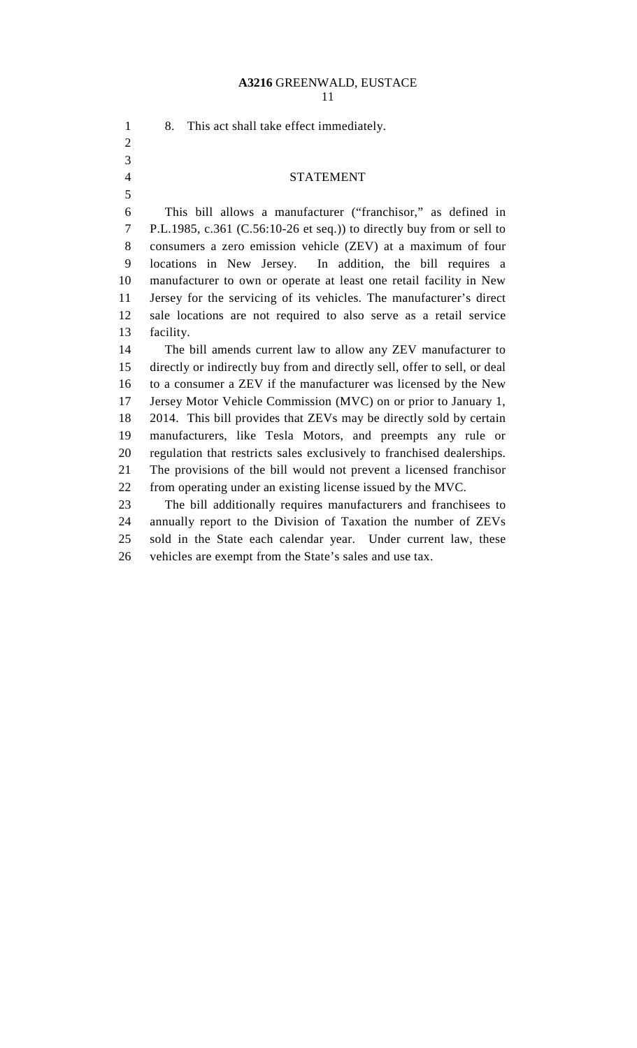8. This act shall take effect immediately.

## STATEMENT

This bill allows a manufacturer ("franchisor," as defined in P.L.1985, c.361 (C.56:10-26 et seq.)) to directly buy from or sell to consumers a zero emission vehicle (ZEV) at a maximum of four locations in New Jersey. In addition, the bill requires a manufacturer to own or operate at least one retail facility in New Jersey for the servicing of its vehicles. The manufacturer's direct sale locations are not required to also serve as a retail service facility.

The bill amends current law to allow any ZEV manufacturer to directly or indirectly buy from and directly sell, offer to sell, or deal to a consumer a ZEV if the manufacturer was licensed by the New Jersey Motor Vehicle Commission (MVC) on or prior to January 1, 2014. This bill provides that ZEVs may be directly sold by certain manufacturers, like Tesla Motors, and preempts any rule or regulation that restricts sales exclusively to franchised dealerships. The provisions of the bill would not prevent a licensed franchisor from operating under an existing license issued by the MVC.

The bill additionally requires manufacturers and franchisees to annually report to the Division of Taxation the number of ZEVs sold in the State each calendar year. Under current law, these vehicles are exempt from the State's sales and use tax.